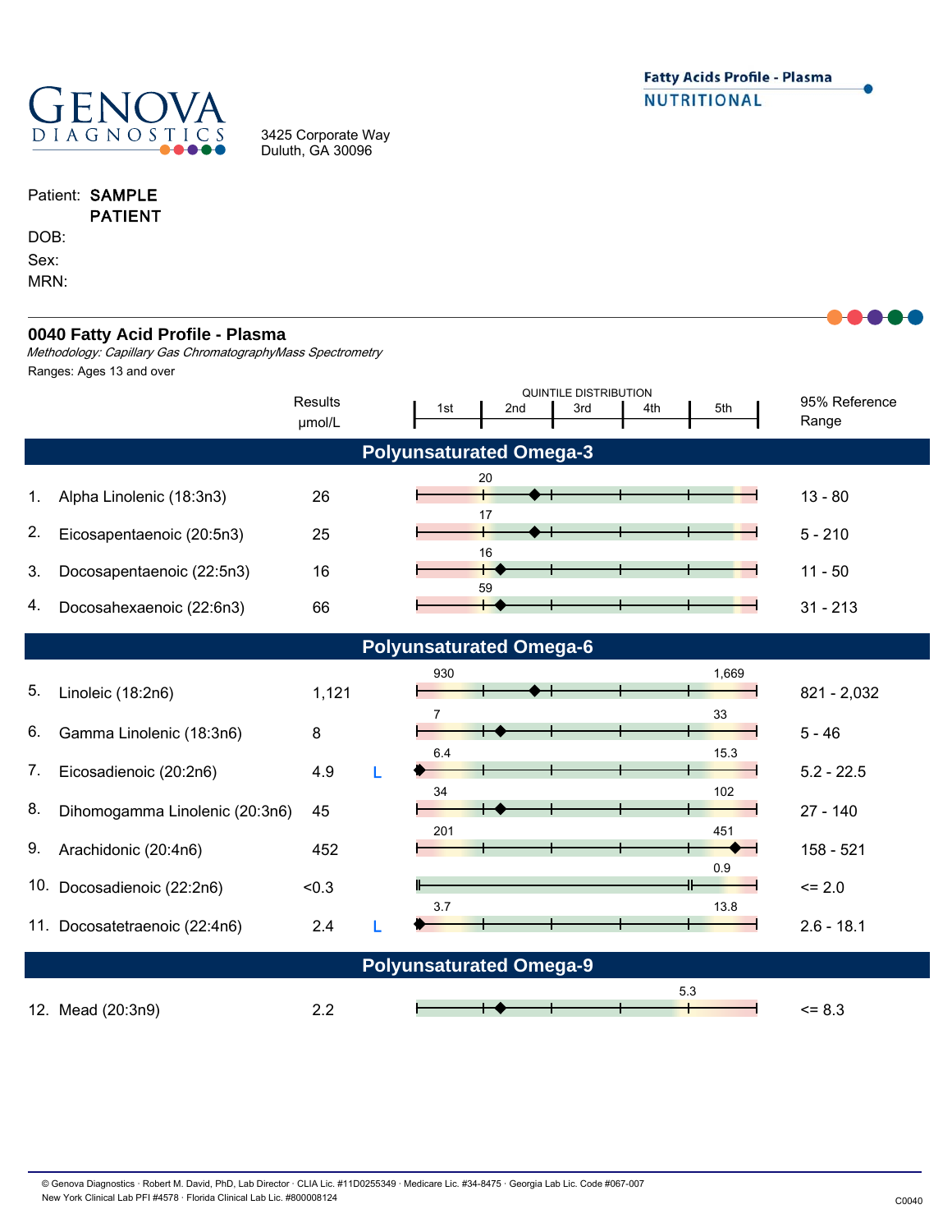**GENOVA DIAGNOSTICS**

3425 Corporate Way
Duluth, GA 30096

**Fatty Acids Profile - Plasma**
**NUTRITIONAL**

Patient: **SAMPLE PATIENT**
DOB:
Sex:
MRN:

## 0040 Fatty Acid Profile - Plasma

*Methodology: Capillary Gas ChromatographyMass Spectrometry*
Ranges: Ages 13 and over

| | | Results µmol/L | | Quintile Distribution (1st / 2nd / 3rd / 4th / 5th) | 95% Reference Range |
|---|---|---|---|---|---|
| | **Polyunsaturated Omega-3** | | | | |
| 1. | Alpha Linolenic (18:3n3) | 26 | | 20 | 13 - 80 |
| 2. | Eicosapentaenoic (20:5n3) | 25 | | 17 | 5 - 210 |
| 3. | Docosapentaenoic (22:5n3) | 16 | | 16 | 11 - 50 |
| 4. | Docosahexaenoic (22:6n3) | 66 | | 59 | 31 - 213 |
| | **Polyunsaturated Omega-6** | | | | |
| 5. | Linoleic (18:2n6) | 1,121 | | 930 / 1,669 | 821 - 2,032 |
| 6. | Gamma Linolenic (18:3n6) | 8 | | 7 / 33 | 5 - 46 |
| 7. | Eicosadienoic (20:2n6) | 4.9 | L | 6.4 / 15.3 | 5.2 - 22.5 |
| 8. | Dihomogamma Linolenic (20:3n6) | 45 | | 34 / 102 | 27 - 140 |
| 9. | Arachidonic (20:4n6) | 452 | | 201 / 451 | 158 - 521 |
| 10. | Docosadienoic (22:2n6) | <0.3 | | 0.9 | <= 2.0 |
| 11. | Docosatetraenoic (22:4n6) | 2.4 | L | 3.7 / 13.8 | 2.6 - 18.1 |
| | **Polyunsaturated Omega-9** | | | | |
| 12. | Mead (20:3n9) | 2.2 | | 5.3 | <= 8.3 |

© Genova Diagnostics · Robert M. David, PhD, Lab Director · CLIA Lic. #11D0255349 · Medicare Lic. #34-8475 · Georgia Lab Lic. Code #067-007
New York Clinical Lab PFI #4578 · Florida Clinical Lab Lic. #800008124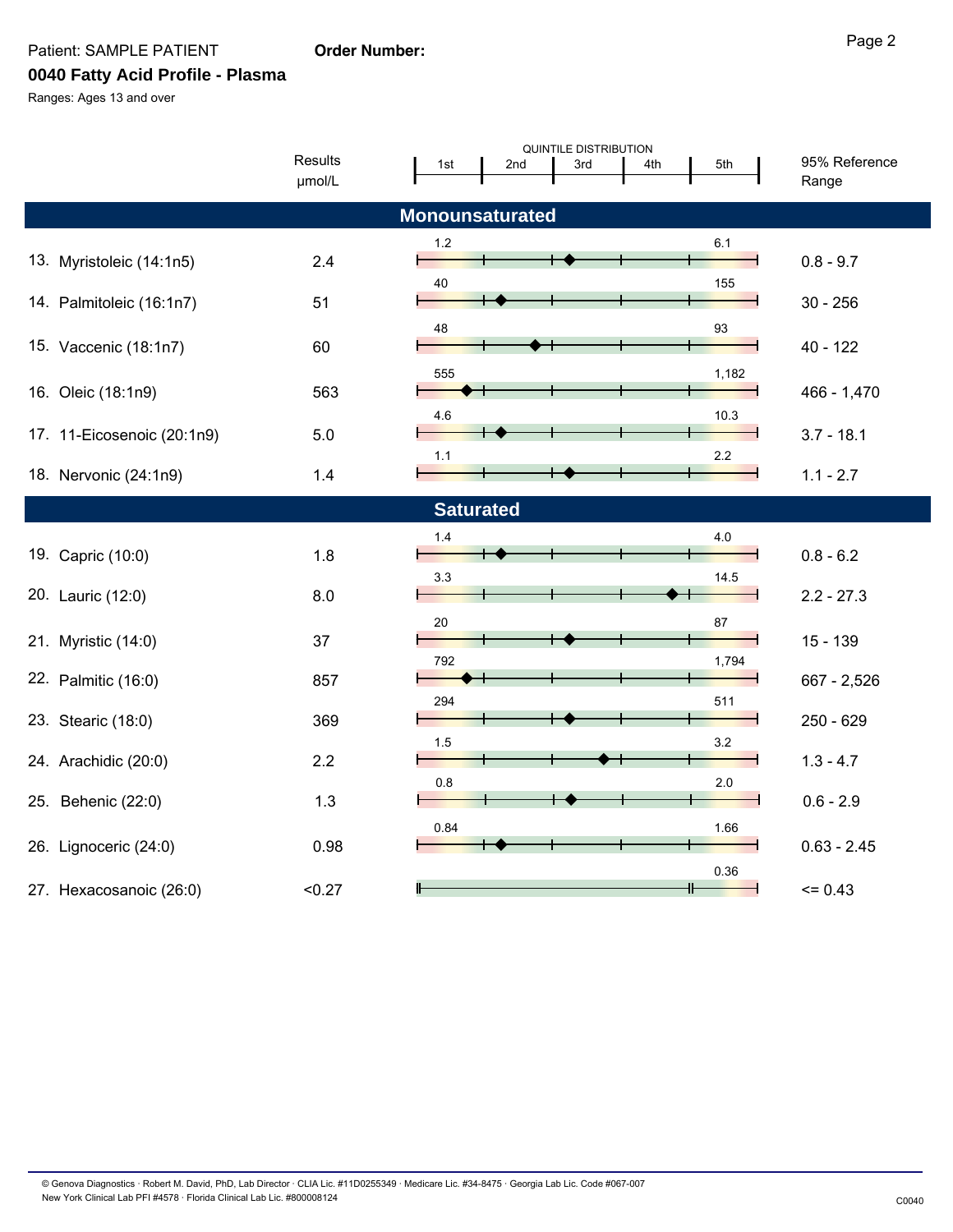Patient: SAMPLE PATIENT **Order Number:**

## 0040 Fatty Acid Profile - Plasma

Ranges: Ages 13 and over

| | Results μmol/L | Quintile Distribution (1st quintile upper limit) | Quintile Distribution (5th quintile lower limit) | 95% Reference Range |
|---|---|---|---|---|
| **Monounsaturated** | | | | |
| 13. Myristoleic (14:1n5) | 2.4 | 1.2 | 6.1 | 0.8 - 9.7 |
| 14. Palmitoleic (16:1n7) | 51 | 40 | 155 | 30 - 256 |
| 15. Vaccenic (18:1n7) | 60 | 48 | 93 | 40 - 122 |
| 16. Oleic (18:1n9) | 563 | 555 | 1,182 | 466 - 1,470 |
| 17. 11-Eicosenoic (20:1n9) | 5.0 | 4.6 | 10.3 | 3.7 - 18.1 |
| 18. Nervonic (24:1n9) | 1.4 | 1.1 | 2.2 | 1.1 - 2.7 |
| **Saturated** | | | | |
| 19. Capric (10:0) | 1.8 | 1.4 | 4.0 | 0.8 - 6.2 |
| 20. Lauric (12:0) | 8.0 | 3.3 | 14.5 | 2.2 - 27.3 |
| 21. Myristic (14:0) | 37 | 20 | 87 | 15 - 139 |
| 22. Palmitic (16:0) | 857 | 792 | 1,794 | 667 - 2,526 |
| 23. Stearic (18:0) | 369 | 294 | 511 | 250 - 629 |
| 24. Arachidic (20:0) | 2.2 | 1.5 | 3.2 | 1.3 - 4.7 |
| 25. Behenic (22:0) | 1.3 | 0.8 | 2.0 | 0.6 - 2.9 |
| 26. Lignoceric (24:0) | 0.98 | 0.84 | 1.66 | 0.63 - 2.45 |
| 27. Hexacosanoic (26:0) | <0.27 | | 0.36 | <= 0.43 |

© Genova Diagnostics · Robert M. David, PhD, Lab Director · CLIA Lic. #11D0255349 · Medicare Lic. #34-8475 · Georgia Lab Lic. Code #067-007
New York Clinical Lab PFI #4578 · Florida Clinical Lab Lic. #800008124

C0040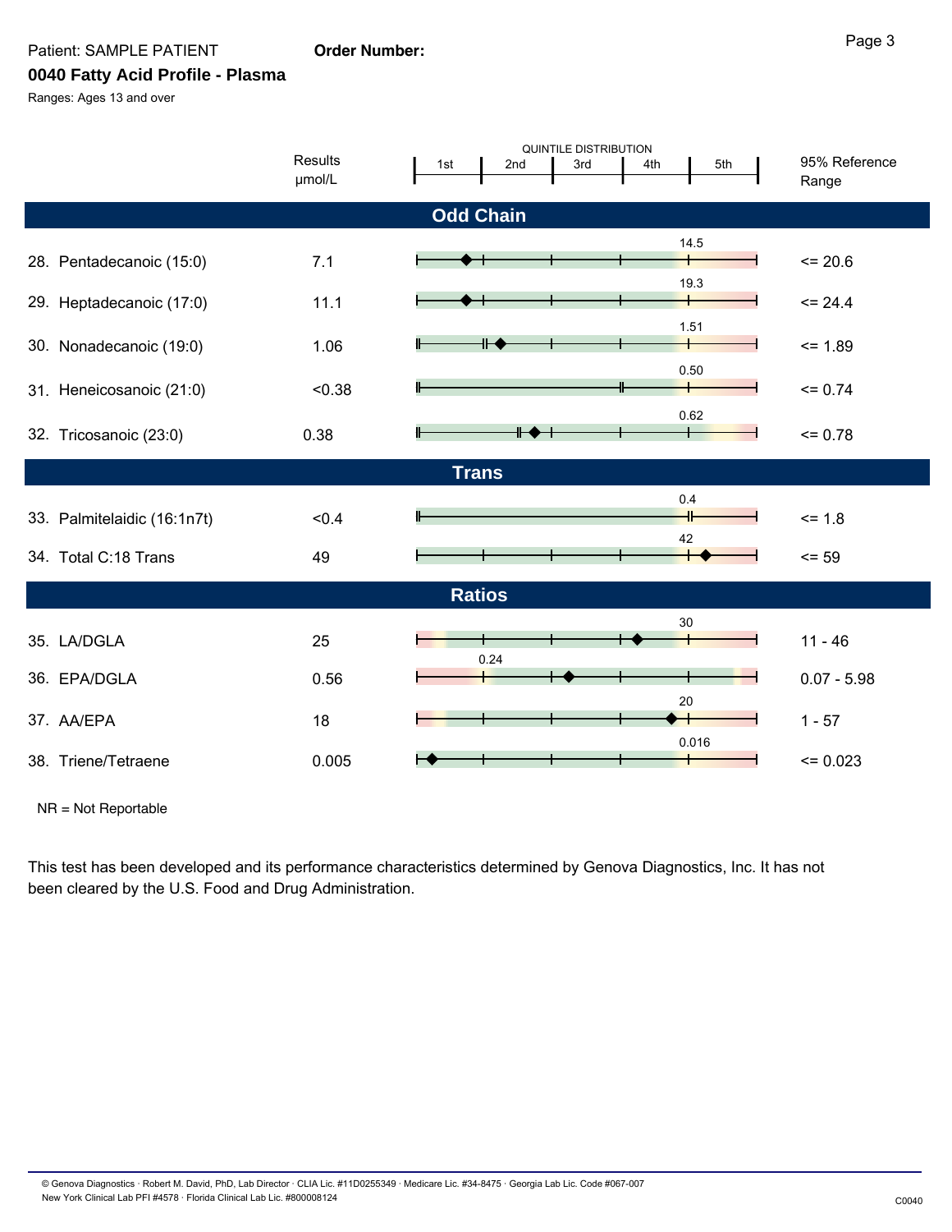Patient: SAMPLE PATIENT **Order Number:**

**0040 Fatty Acid Profile - Plasma**

Ranges: Ages 13 and over

| | Results µmol/L | QUINTILE DISTRIBUTION (1st, 2nd, 3rd, 4th, 5th) | 95% Reference Range |
|---|---|---|---|
| **Odd Chain** | | | |
| 28. Pentadecanoic (15:0) | 7.1 | 14.5 | <= 20.6 |
| 29. Heptadecanoic (17:0) | 11.1 | 19.3 | <= 24.4 |
| 30. Nonadecanoic (19:0) | 1.06 | 1.51 | <= 1.89 |
| 31. Heneicosanoic (21:0) | <0.38 | 0.50 | <= 0.74 |
| 32. Tricosanoic (23:0) | 0.38 | 0.62 | <= 0.78 |
| **Trans** | | | |
| 33. Palmitelaidic (16:1n7t) | <0.4 | 0.4 | <= 1.8 |
| 34. Total C:18 Trans | 49 | 42 | <= 59 |
| **Ratios** | | | |
| 35. LA/DGLA | 25 | 30 | 11 - 46 |
| 36. EPA/DGLA | 0.56 | 0.24 | 0.07 - 5.98 |
| 37. AA/EPA | 18 | 20 | 1 - 57 |
| 38. Triene/Tetraene | 0.005 | 0.016 | <= 0.023 |

NR = Not Reportable

This test has been developed and its performance characteristics determined by Genova Diagnostics, Inc. It has not been cleared by the U.S. Food and Drug Administration.

© Genova Diagnostics · Robert M. David, PhD, Lab Director · CLIA Lic. #11D0255349 · Medicare Lic. #34-8475 · Georgia Lab Lic. Code #067-007
New York Clinical Lab PFI #4578 · Florida Clinical Lab Lic. #800008124

C0040